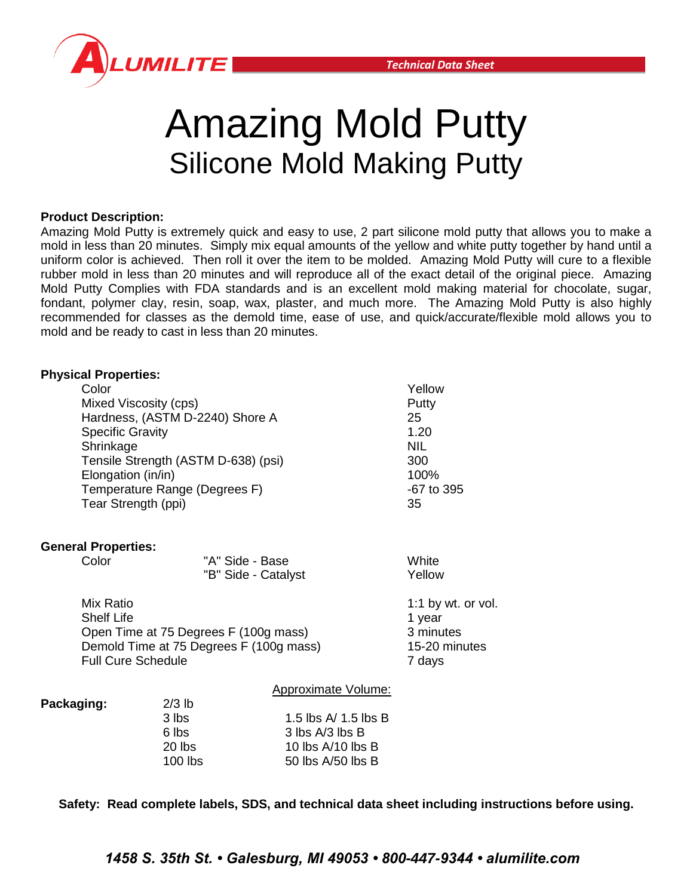# Amazing Mold Putty

## Silicone Mold Making Putty

**Product Description:**

Amazing Mold Putty is extremely quick and easy to use, 2 part silicone mold putty that allows you to make a mold in less than 20 minutes. Simply mix equal amounts of the yellow and white putty together by hand until a uniform color is achieved. Then roll it over the item to be molded. Amazing Mold Putty will cure to a flexible rubber mold in less than 20 minutes and will reproduce all of the exact detail of the original piece. Amazing Mold Putty Complies with FDA standards and is an excellent mold making material for chocolate, sugar, fondant, polymer clay, resin, soap, wax, plaster, and much more. The Amazing Mold Putty is also highly recommended for classes as the demold time, ease of use, and quick/accurate/flexible mold allows you to mold and be ready to cast in less than 20 minutes.

**Physical Properties:**

| Property | Value |
|---|---|
| Color | Yellow |
| Mixed Viscosity (cps) | Putty |
| Hardness, (ASTM D-2240) Shore A | 25 |
| Specific Gravity | 1.20 |
| Shrinkage | NIL |
| Tensile Strength (ASTM D-638) (psi) | 300 |
| Elongation (in/in) | 100% |
| Temperature Range (Degrees F) | -67 to 395 |
| Tear Strength (ppi) | 35 |

**General Properties:**

| Property | | Value |
|---|---|---|
| Color | "A" Side - Base | White |
| | "B" Side - Catalyst | Yellow |
| Mix Ratio | | 1:1 by wt. or vol. |
| Shelf Life | | 1 year |
| Open Time at 75 Degrees F (100g mass) | | 3 minutes |
| Demold Time at 75 Degrees F (100g mass) | | 15-20 minutes |
| Full Cure Schedule | | 7 days |

**Packaging:**

| Packaging | Approximate Volume: |
|---|---|
| 2/3 lb | |
| 3 lbs | 1.5 lbs A/ 1.5 lbs B |
| 6 lbs | 3 lbs A/3 lbs B |
| 20 lbs | 10 lbs A/10 lbs B |
| 100 lbs | 50 lbs A/50 lbs B |

**Safety: Read complete labels, SDS, and technical data sheet including instructions before using.**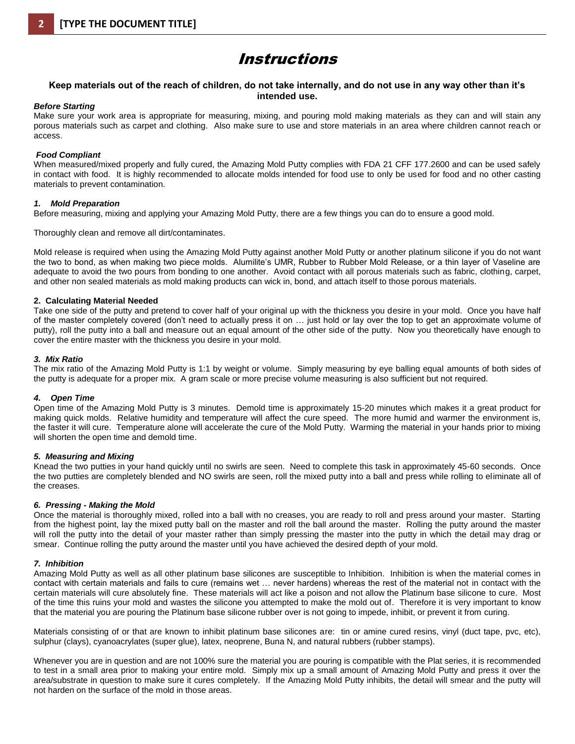# Instructions

**Keep materials out of the reach of children, do not take internally, and do not use in any way other than it's intended use.**

***Before Starting***

Make sure your work area is appropriate for measuring, mixing, and pouring mold making materials as they can and will stain any porous materials such as carpet and clothing. Also make sure to use and store materials in an area where children cannot reach or access.

***Food Compliant***

When measured/mixed properly and fully cured, the Amazing Mold Putty complies with FDA 21 CFF 177.2600 and can be used safely in contact with food. It is highly recommended to allocate molds intended for food use to only be used for food and no other casting materials to prevent contamination.

***1. Mold Preparation***

Before measuring, mixing and applying your Amazing Mold Putty, there are a few things you can do to ensure a good mold.

Thoroughly clean and remove all dirt/contaminates.

Mold release is required when using the Amazing Mold Putty against another Mold Putty or another platinum silicone if you do not want the two to bond, as when making two piece molds. Alumilite's UMR, Rubber to Rubber Mold Release, or a thin layer of Vaseline are adequate to avoid the two pours from bonding to one another. Avoid contact with all porous materials such as fabric, clothing, carpet, and other non sealed materials as mold making products can wick in, bond, and attach itself to those porous materials.

**2. Calculating Material Needed**

Take one side of the putty and pretend to cover half of your original up with the thickness you desire in your mold. Once you have half of the master completely covered (don't need to actually press it on … just hold or lay over the top to get an approximate volume of putty), roll the putty into a ball and measure out an equal amount of the other side of the putty. Now you theoretically have enough to cover the entire master with the thickness you desire in your mold.

***3. Mix Ratio***

The mix ratio of the Amazing Mold Putty is 1:1 by weight or volume. Simply measuring by eye balling equal amounts of both sides of the putty is adequate for a proper mix. A gram scale or more precise volume measuring is also sufficient but not required.

***4. Open Time***

Open time of the Amazing Mold Putty is 3 minutes. Demold time is approximately 15-20 minutes which makes it a great product for making quick molds. Relative humidity and temperature will affect the cure speed. The more humid and warmer the environment is, the faster it will cure. Temperature alone will accelerate the cure of the Mold Putty. Warming the material in your hands prior to mixing will shorten the open time and demold time.

***5. Measuring and Mixing***

Knead the two putties in your hand quickly until no swirls are seen. Need to complete this task in approximately 45-60 seconds. Once the two putties are completely blended and NO swirls are seen, roll the mixed putty into a ball and press while rolling to eliminate all of the creases.

***6. Pressing - Making the Mold***

Once the material is thoroughly mixed, rolled into a ball with no creases, you are ready to roll and press around your master. Starting from the highest point, lay the mixed putty ball on the master and roll the ball around the master. Rolling the putty around the master will roll the putty into the detail of your master rather than simply pressing the master into the putty in which the detail may drag or smear. Continue rolling the putty around the master until you have achieved the desired depth of your mold.

***7. Inhibition***

Amazing Mold Putty as well as all other platinum base silicones are susceptible to Inhibition. Inhibition is when the material comes in contact with certain materials and fails to cure (remains wet … never hardens) whereas the rest of the material not in contact with the certain materials will cure absolutely fine. These materials will act like a poison and not allow the Platinum base silicone to cure. Most of the time this ruins your mold and wastes the silicone you attempted to make the mold out of. Therefore it is very important to know that the material you are pouring the Platinum base silicone rubber over is not going to impede, inhibit, or prevent it from curing.

Materials consisting of or that are known to inhibit platinum base silicones are: tin or amine cured resins, vinyl (duct tape, pvc, etc), sulphur (clays), cyanoacrylates (super glue), latex, neoprene, Buna N, and natural rubbers (rubber stamps).

Whenever you are in question and are not 100% sure the material you are pouring is compatible with the Plat series, it is recommended to test in a small area prior to making your entire mold. Simply mix up a small amount of Amazing Mold Putty and press it over the area/substrate in question to make sure it cures completely. If the Amazing Mold Putty inhibits, the detail will smear and the putty will not harden on the surface of the mold in those areas.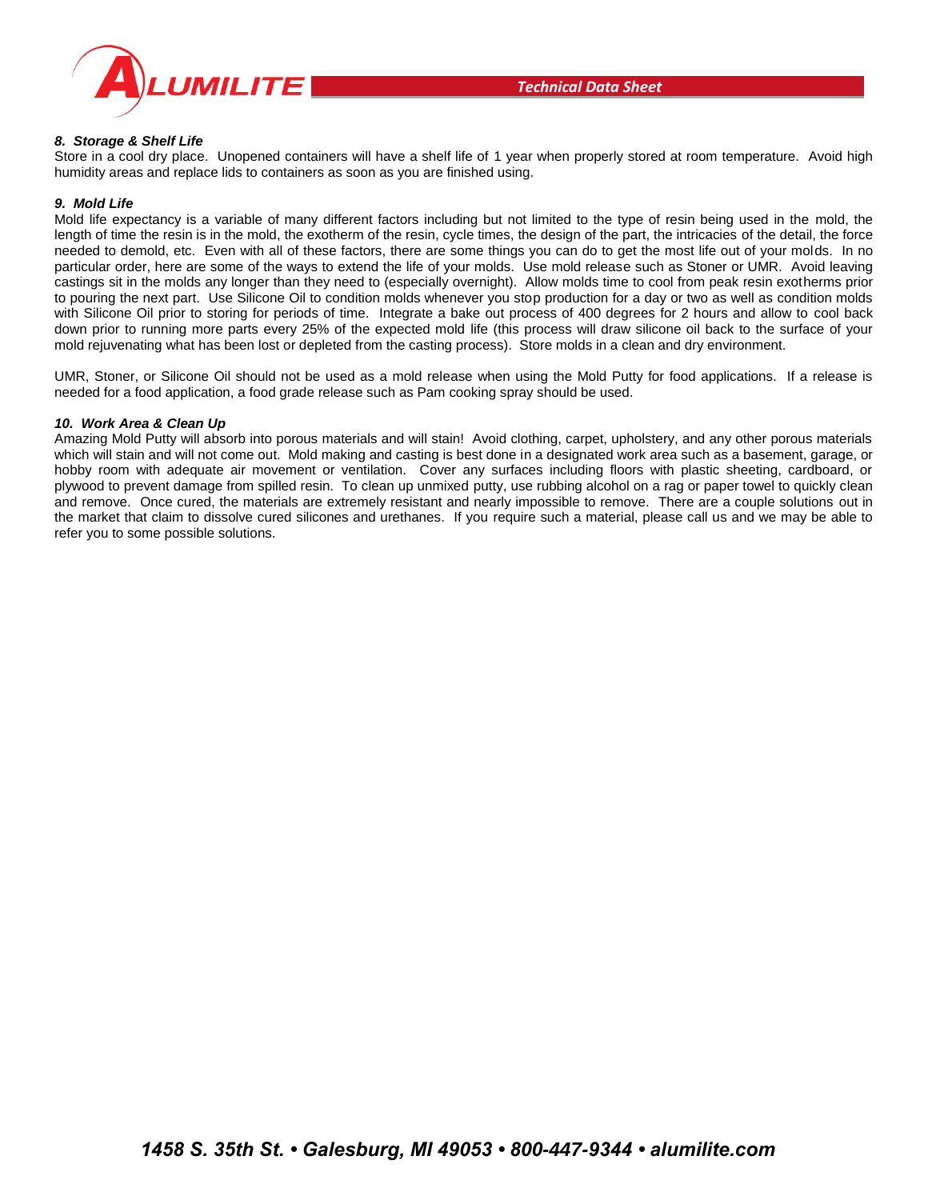### *8. Storage & Shelf Life*

Store in a cool dry place. Unopened containers will have a shelf life of 1 year when properly stored at room temperature. Avoid high humidity areas and replace lids to containers as soon as you are finished using.

### *9. Mold Life*

Mold life expectancy is a variable of many different factors including but not limited to the type of resin being used in the mold, the length of time the resin is in the mold, the exotherm of the resin, cycle times, the design of the part, the intricacies of the detail, the force needed to demold, etc. Even with all of these factors, there are some things you can do to get the most life out of your molds. In no particular order, here are some of the ways to extend the life of your molds. Use mold release such as Stoner or UMR. Avoid leaving castings sit in the molds any longer than they need to (especially overnight). Allow molds time to cool from peak resin exotherms prior to pouring the next part. Use Silicone Oil to condition molds whenever you stop production for a day or two as well as condition molds with Silicone Oil prior to storing for periods of time. Integrate a bake out process of 400 degrees for 2 hours and allow to cool back down prior to running more parts every 25% of the expected mold life (this process will draw silicone oil back to the surface of your mold rejuvenating what has been lost or depleted from the casting process). Store molds in a clean and dry environment.

UMR, Stoner, or Silicone Oil should not be used as a mold release when using the Mold Putty for food applications. If a release is needed for a food application, a food grade release such as Pam cooking spray should be used.

### *10. Work Area & Clean Up*

Amazing Mold Putty will absorb into porous materials and will stain! Avoid clothing, carpet, upholstery, and any other porous materials which will stain and will not come out. Mold making and casting is best done in a designated work area such as a basement, garage, or hobby room with adequate air movement or ventilation. Cover any surfaces including floors with plastic sheeting, cardboard, or plywood to prevent damage from spilled resin. To clean up unmixed putty, use rubbing alcohol on a rag or paper towel to quickly clean and remove. Once cured, the materials are extremely resistant and nearly impossible to remove. There are a couple solutions out in the market that claim to dissolve cured silicones and urethanes. If you require such a material, please call us and we may be able to refer you to some possible solutions.